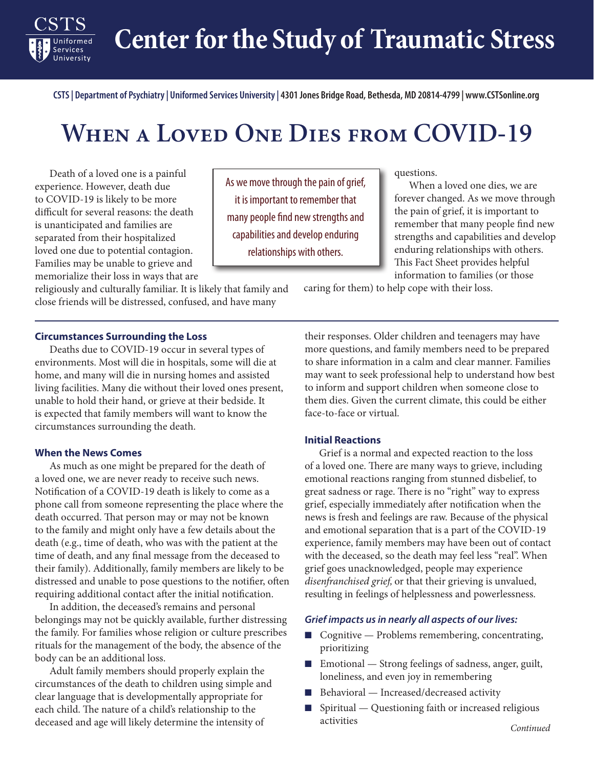# Center for the Study of Traumatic Stress

CSTS | Department of Psychiatry | Uniformed Services University | 4301 Jones Bridge Road, Bethesda, MD 20814-4799 | www.CSTSonline.org

## When a Loved One Dies from COVID-19

Death of a loved one is a painful experience. However, death due to COVID-19 is likely to be more difficult for several reasons: the death is unanticipated and families are separated from their hospitalized loved one due to potential contagion. Families may be unable to grieve and memorialize their loss in ways that are religiously and culturally familiar. It is likely that family and close friends will be distressed, confused, and have many questions.

When a loved one dies, we are forever changed. As we move through the pain of grief, it is important to remember that many people find new strengths and capabilities and develop enduring relationships with others. This Fact Sheet provides helpful information to families (or those caring for them) to help cope with their loss.

> As we move through the pain of grief, it is important to remember that many people find new strengths and capabilities and develop enduring relationships with others.

### Circumstances Surrounding the Loss

Deaths due to COVID-19 occur in several types of environments. Most will die in hospitals, some will die at home, and many will die in nursing homes and assisted living facilities. Many die without their loved ones present, unable to hold their hand, or grieve at their bedside. It is expected that family members will want to know the circumstances surrounding the death.

### When the News Comes

As much as one might be prepared for the death of a loved one, we are never ready to receive such news. Notification of a COVID-19 death is likely to come as a phone call from someone representing the place where the death occurred. That person may or may not be known to the family and might only have a few details about the death (e.g., time of death, who was with the patient at the time of death, and any final message from the deceased to their family). Additionally, family members are likely to be distressed and unable to pose questions to the notifier, often requiring additional contact after the initial notification.

In addition, the deceased's remains and personal belongings may not be quickly available, further distressing the family. For families whose religion or culture prescribes rituals for the management of the body, the absence of the body can be an additional loss.

Adult family members should properly explain the circumstances of the death to children using simple and clear language that is developmentally appropriate for each child. The nature of a child's relationship to the deceased and age will likely determine the intensity of their responses. Older children and teenagers may have more questions, and family members need to be prepared to share information in a calm and clear manner. Families may want to seek professional help to understand how best to inform and support children when someone close to them dies. Given the current climate, this could be either face-to-face or virtual.

### Initial Reactions

Grief is a normal and expected reaction to the loss of a loved one. There are many ways to grieve, including emotional reactions ranging from stunned disbelief, to great sadness or rage. There is no "right" way to express grief, especially immediately after notification when the news is fresh and feelings are raw. Because of the physical and emotional separation that is a part of the COVID-19 experience, family members may have been out of contact with the deceased, so the death may feel less "real". When grief goes unacknowledged, people may experience *disenfranchised grief,* or that their grieving is unvalued, resulting in feelings of helplessness and powerlessness.

***Grief impacts us in nearly all aspects of our lives:***

- Cognitive — Problems remembering, concentrating, prioritizing
- Emotional — Strong feelings of sadness, anger, guilt, loneliness, and even joy in remembering
- Behavioral — Increased/decreased activity
- Spiritual — Questioning faith or increased religious activities

*Continued*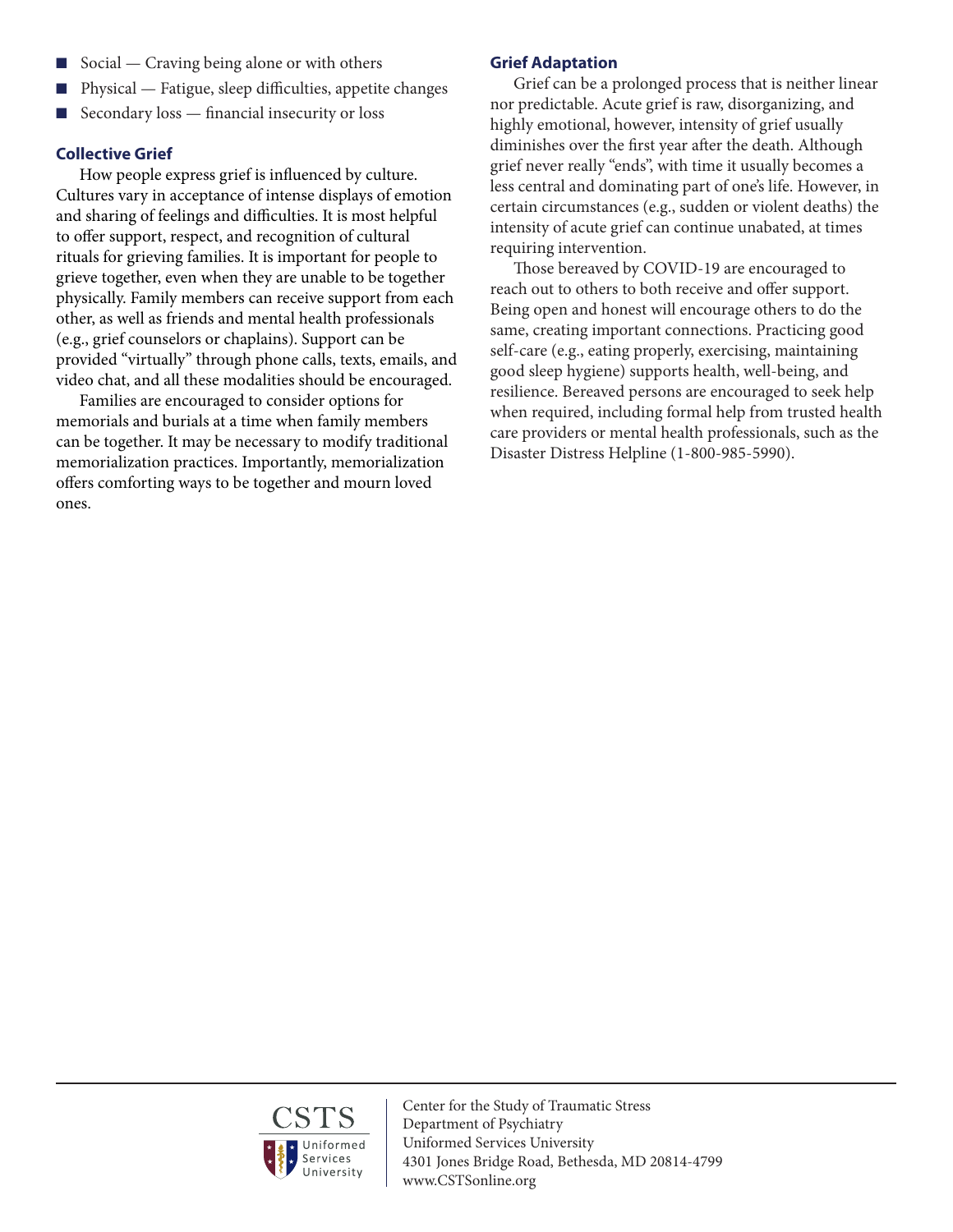- Social — Craving being alone or with others
- Physical — Fatigue, sleep difficulties, appetite changes
- Secondary loss — financial insecurity or loss

### Collective Grief

How people express grief is influenced by culture. Cultures vary in acceptance of intense displays of emotion and sharing of feelings and difficulties. It is most helpful to offer support, respect, and recognition of cultural rituals for grieving families. It is important for people to grieve together, even when they are unable to be together physically. Family members can receive support from each other, as well as friends and mental health professionals (e.g., grief counselors or chaplains). Support can be provided "virtually" through phone calls, texts, emails, and video chat, and all these modalities should be encouraged.

Families are encouraged to consider options for memorials and burials at a time when family members can be together. It may be necessary to modify traditional memorialization practices. Importantly, memorialization offers comforting ways to be together and mourn loved ones.

### Grief Adaptation

Grief can be a prolonged process that is neither linear nor predictable. Acute grief is raw, disorganizing, and highly emotional, however, intensity of grief usually diminishes over the first year after the death. Although grief never really "ends", with time it usually becomes a less central and dominating part of one's life. However, in certain circumstances (e.g., sudden or violent deaths) the intensity of acute grief can continue unabated, at times requiring intervention.

Those bereaved by COVID-19 are encouraged to reach out to others to both receive and offer support. Being open and honest will encourage others to do the same, creating important connections. Practicing good self-care (e.g., eating properly, exercising, maintaining good sleep hygiene) supports health, well-being, and resilience. Bereaved persons are encouraged to seek help when required, including formal help from trusted health care providers or mental health professionals, such as the Disaster Distress Helpline (1-800-985-5990).

CSTS
Uniformed Services University

Center for the Study of Traumatic Stress
Department of Psychiatry
Uniformed Services University
4301 Jones Bridge Road, Bethesda, MD 20814-4799
www.CSTSonline.org